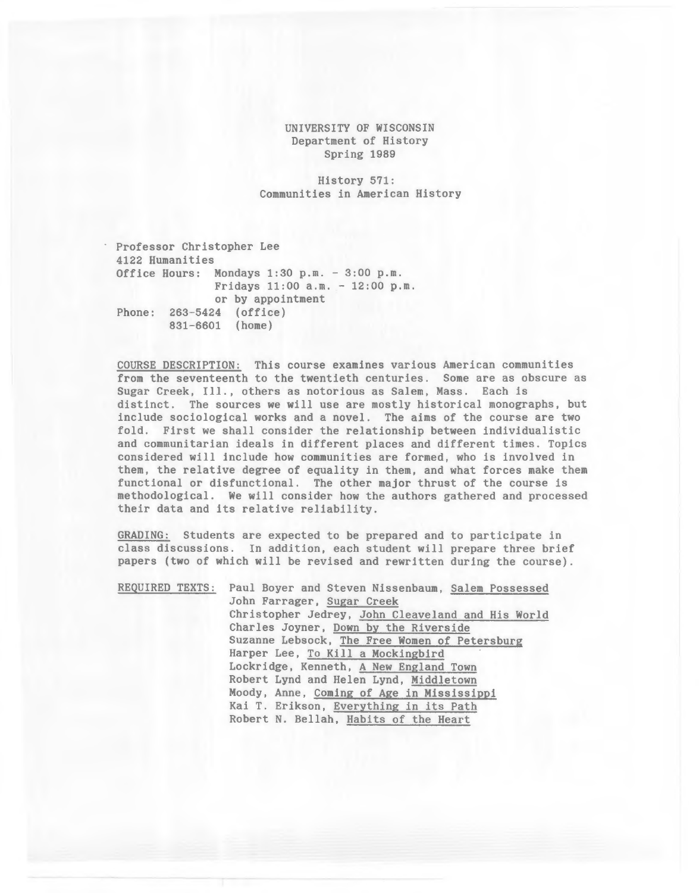UNIVERSITY OF WISCONSIN
Department of History
Spring 1989

History 571:
Communities in American History

Professor Christopher Lee
4122 Humanities
Office Hours: Mondays 1:30 p.m. - 3:00 p.m.
Fridays 11:00 a.m. - 12:00 p.m.
or by appointment
Phone: 263-5424 (office)
831-6601 (home)

COURSE DESCRIPTION: This course examines various American communities from the seventeenth to the twentieth centuries. Some are as obscure as Sugar Creek, Ill., others as notorious as Salem, Mass. Each is distinct. The sources we will use are mostly historical monographs, but include sociological works and a novel. The aims of the course are two fold. First we shall consider the relationship between individualistic and communitarian ideals in different places and different times. Topics considered will include how communities are formed, who is involved in them, the relative degree of equality in them, and what forces make them functional or disfunctional. The other major thrust of the course is methodological. We will consider how the authors gathered and processed their data and its relative reliability.

GRADING: Students are expected to be prepared and to participate in class discussions. In addition, each student will prepare three brief papers (two of which will be revised and rewritten during the course).

REQUIRED TEXTS:
- Paul Boyer and Steven Nissenbaum, Salem Possessed
- John Farrager, Sugar Creek
- Christopher Jedrey, John Cleaveland and His World
- Charles Joyner, Down by the Riverside
- Suzanne Lebsock, The Free Women of Petersburg
- Harper Lee, To Kill a Mockingbird
- Lockridge, Kenneth, A New England Town
- Robert Lynd and Helen Lynd, Middletown
- Moody, Anne, Coming of Age in Mississippi
- Kai T. Erikson, Everything in its Path
- Robert N. Bellah, Habits of the Heart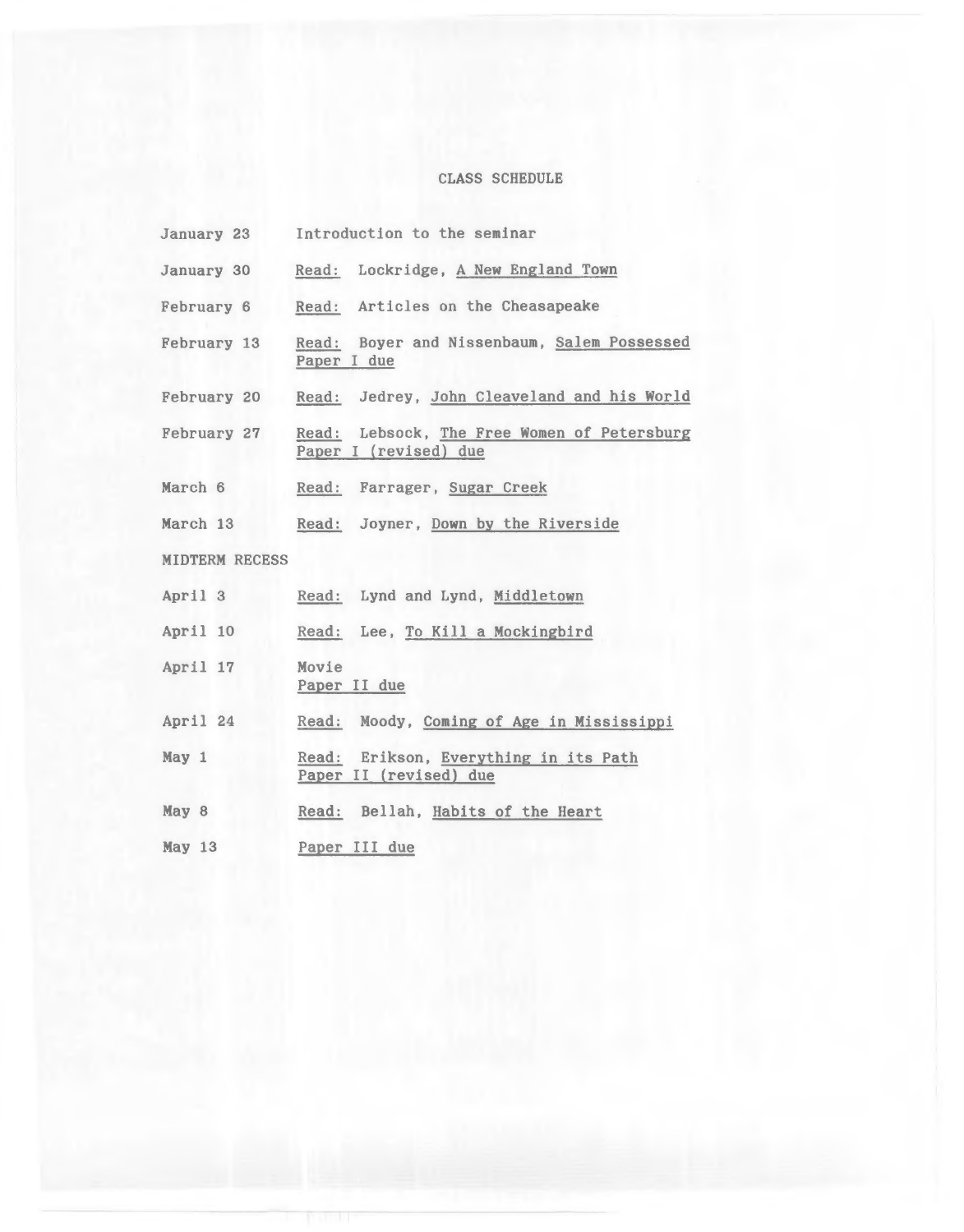# CLASS SCHEDULE

| | |
|---|---|
| January 23 | Introduction to the seminar |
| January 30 | Read: Lockridge, A New England Town |
| February 6 | Read: Articles on the Cheasapeake |
| February 13 | Read: Boyer and Nissenbaum, Salem Possessed<br>Paper I due |
| February 20 | Read: Jedrey, John Cleaveland and his World |
| February 27 | Read: Lebsock, The Free Women of Petersburg<br>Paper I (revised) due |
| March 6 | Read: Farrager, Sugar Creek |
| March 13 | Read: Joyner, Down by the Riverside |
| MIDTERM RECESS | |
| April 3 | Read: Lynd and Lynd, Middletown |
| April 10 | Read: Lee, To Kill a Mockingbird |
| April 17 | Movie<br>Paper II due |
| April 24 | Read: Moody, Coming of Age in Mississippi |
| May 1 | Read: Erikson, Everything in its Path<br>Paper II (revised) due |
| May 8 | Read: Bellah, Habits of the Heart |
| May 13 | Paper III due |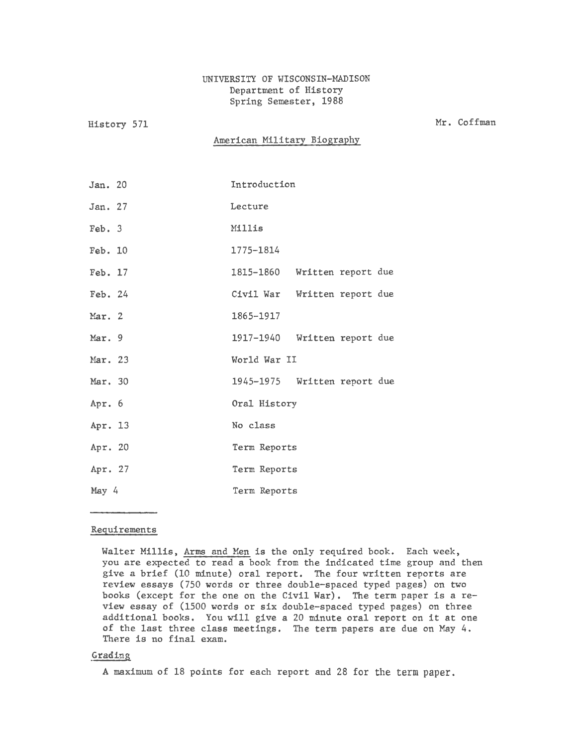UNIVERSITY OF WISCONSIN-MADISON
Department of History
Spring Semester, 1988

History 571

Mr. Coffman

American Military Biography

| | |
|---|---|
| Jan. 20 | Introduction |
| Jan. 27 | Lecture |
| Feb. 3 | Millis |
| Feb. 10 | 1775-1814 |
| Feb. 17 | 1815-1860 Written report due |
| Feb. 24 | Civil War Written report due |
| Mar. 2 | 1865-1917 |
| Mar. 9 | 1917-1940 Written report due |
| Mar. 23 | World War II |
| Mar. 30 | 1945-1975 Written report due |
| Apr. 6 | Oral History |
| Apr. 13 | No class |
| Apr. 20 | Term Reports |
| Apr. 27 | Term Reports |
| May 4 | Term Reports |

## Requirements

Walter Millis, Arms and Men is the only required book. Each week, you are expected to read a book from the indicated time group and then give a brief (10 minute) oral report. The four written reports are review essays (750 words or three double-spaced typed pages) on two books (except for the one on the Civil War). The term paper is a review essay of (1500 words or six double-spaced typed pages) on three additional books. You will give a 20 minute oral report on it at one of the last three class meetings. The term papers are due on May 4. There is no final exam.

## Grading

A maximum of 18 points for each report and 28 for the term paper.